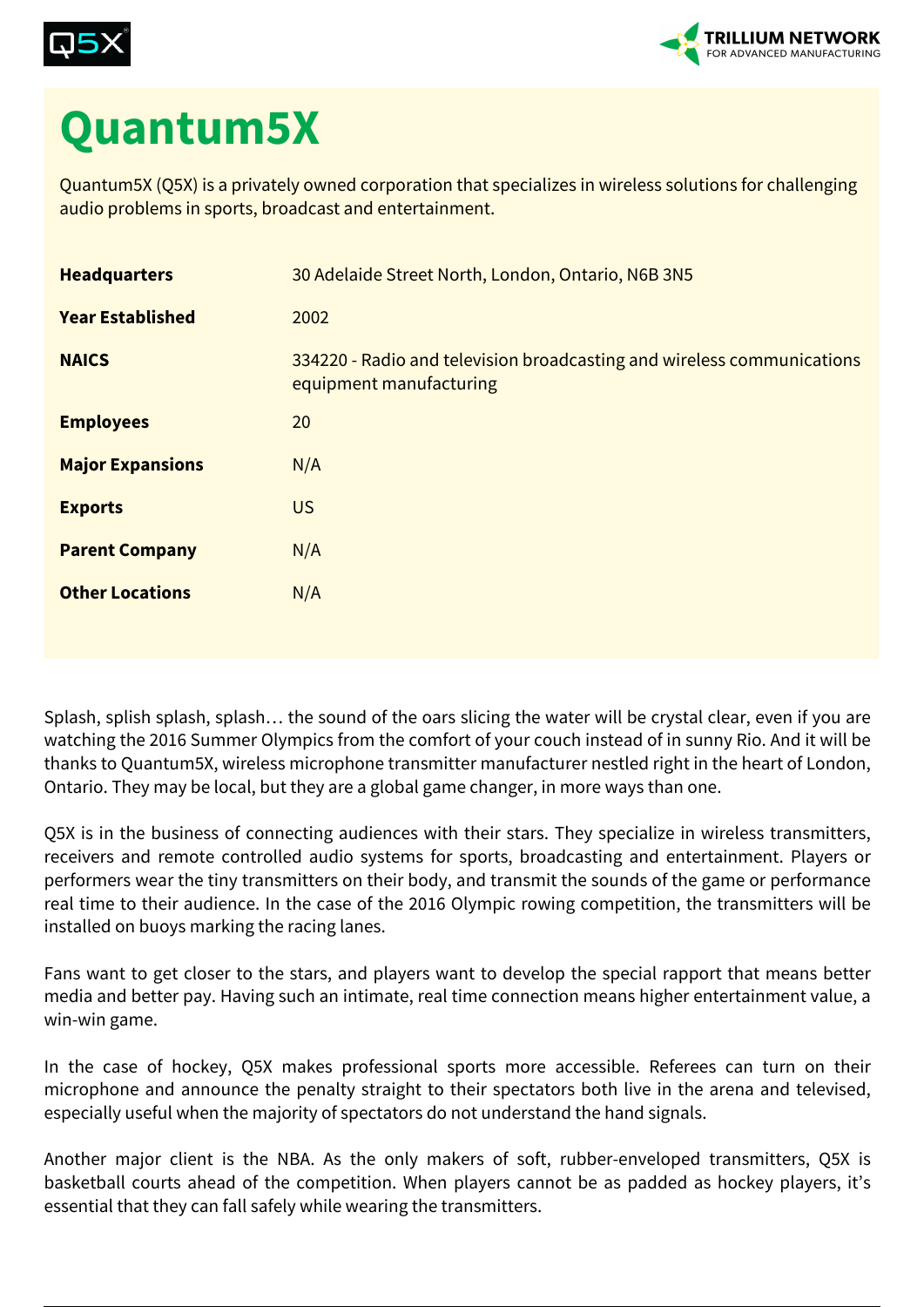# Quantum5X

Quantum5X (Q5X) is a privately owned corporation that specializes in wireless solutions for challenging audio problems in sports, broadcast and entertainment.

| | |
|---|---|
| **Headquarters** | 30 Adelaide Street North, London, Ontario, N6B 3N5 |
| **Year Established** | 2002 |
| **NAICS** | 334220 - Radio and television broadcasting and wireless communications equipment manufacturing |
| **Employees** | 20 |
| **Major Expansions** | N/A |
| **Exports** | US |
| **Parent Company** | N/A |
| **Other Locations** | N/A |

Splash, splish splash, splash… the sound of the oars slicing the water will be crystal clear, even if you are watching the 2016 Summer Olympics from the comfort of your couch instead of in sunny Rio. And it will be thanks to Quantum5X, wireless microphone transmitter manufacturer nestled right in the heart of London, Ontario. They may be local, but they are a global game changer, in more ways than one.

Q5X is in the business of connecting audiences with their stars. They specialize in wireless transmitters, receivers and remote controlled audio systems for sports, broadcasting and entertainment. Players or performers wear the tiny transmitters on their body, and transmit the sounds of the game or performance real time to their audience. In the case of the 2016 Olympic rowing competition, the transmitters will be installed on buoys marking the racing lanes.

Fans want to get closer to the stars, and players want to develop the special rapport that means better media and better pay. Having such an intimate, real time connection means higher entertainment value, a win-win game.

In the case of hockey, Q5X makes professional sports more accessible. Referees can turn on their microphone and announce the penalty straight to their spectators both live in the arena and televised, especially useful when the majority of spectators do not understand the hand signals.

Another major client is the NBA. As the only makers of soft, rubber-enveloped transmitters, Q5X is basketball courts ahead of the competition. When players cannot be as padded as hockey players, it's essential that they can fall safely while wearing the transmitters.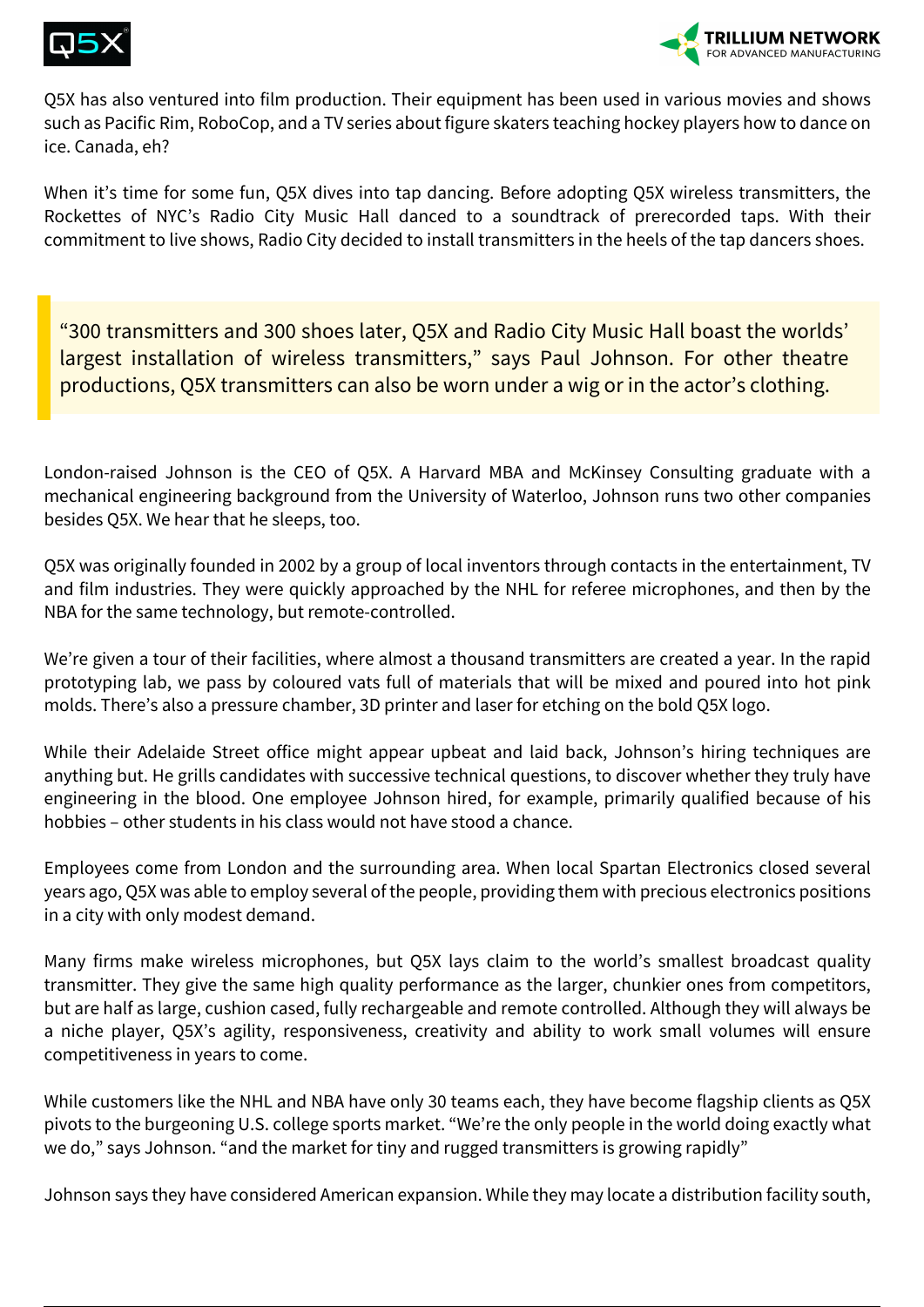Q5X has also ventured into film production. Their equipment has been used in various movies and shows such as Pacific Rim, RoboCop, and a TV series about figure skaters teaching hockey players how to dance on ice. Canada, eh?

When it's time for some fun, Q5X dives into tap dancing. Before adopting Q5X wireless transmitters, the Rockettes of NYC's Radio City Music Hall danced to a soundtrack of prerecorded taps. With their commitment to live shows, Radio City decided to install transmitters in the heels of the tap dancers shoes.

> "300 transmitters and 300 shoes later, Q5X and Radio City Music Hall boast the worlds' largest installation of wireless transmitters," says Paul Johnson. For other theatre productions, Q5X transmitters can also be worn under a wig or in the actor's clothing.

London-raised Johnson is the CEO of Q5X. A Harvard MBA and McKinsey Consulting graduate with a mechanical engineering background from the University of Waterloo, Johnson runs two other companies besides Q5X. We hear that he sleeps, too.

Q5X was originally founded in 2002 by a group of local inventors through contacts in the entertainment, TV and film industries. They were quickly approached by the NHL for referee microphones, and then by the NBA for the same technology, but remote-controlled.

We're given a tour of their facilities, where almost a thousand transmitters are created a year. In the rapid prototyping lab, we pass by coloured vats full of materials that will be mixed and poured into hot pink molds. There's also a pressure chamber, 3D printer and laser for etching on the bold Q5X logo.

While their Adelaide Street office might appear upbeat and laid back, Johnson's hiring techniques are anything but. He grills candidates with successive technical questions, to discover whether they truly have engineering in the blood. One employee Johnson hired, for example, primarily qualified because of his hobbies – other students in his class would not have stood a chance.

Employees come from London and the surrounding area. When local Spartan Electronics closed several years ago, Q5X was able to employ several of the people, providing them with precious electronics positions in a city with only modest demand.

Many firms make wireless microphones, but Q5X lays claim to the world's smallest broadcast quality transmitter. They give the same high quality performance as the larger, chunkier ones from competitors, but are half as large, cushion cased, fully rechargeable and remote controlled. Although they will always be a niche player, Q5X's agility, responsiveness, creativity and ability to work small volumes will ensure competitiveness in years to come.

While customers like the NHL and NBA have only 30 teams each, they have become flagship clients as Q5X pivots to the burgeoning U.S. college sports market. "We're the only people in the world doing exactly what we do," says Johnson. "and the market for tiny and rugged transmitters is growing rapidly"

Johnson says they have considered American expansion. While they may locate a distribution facility south,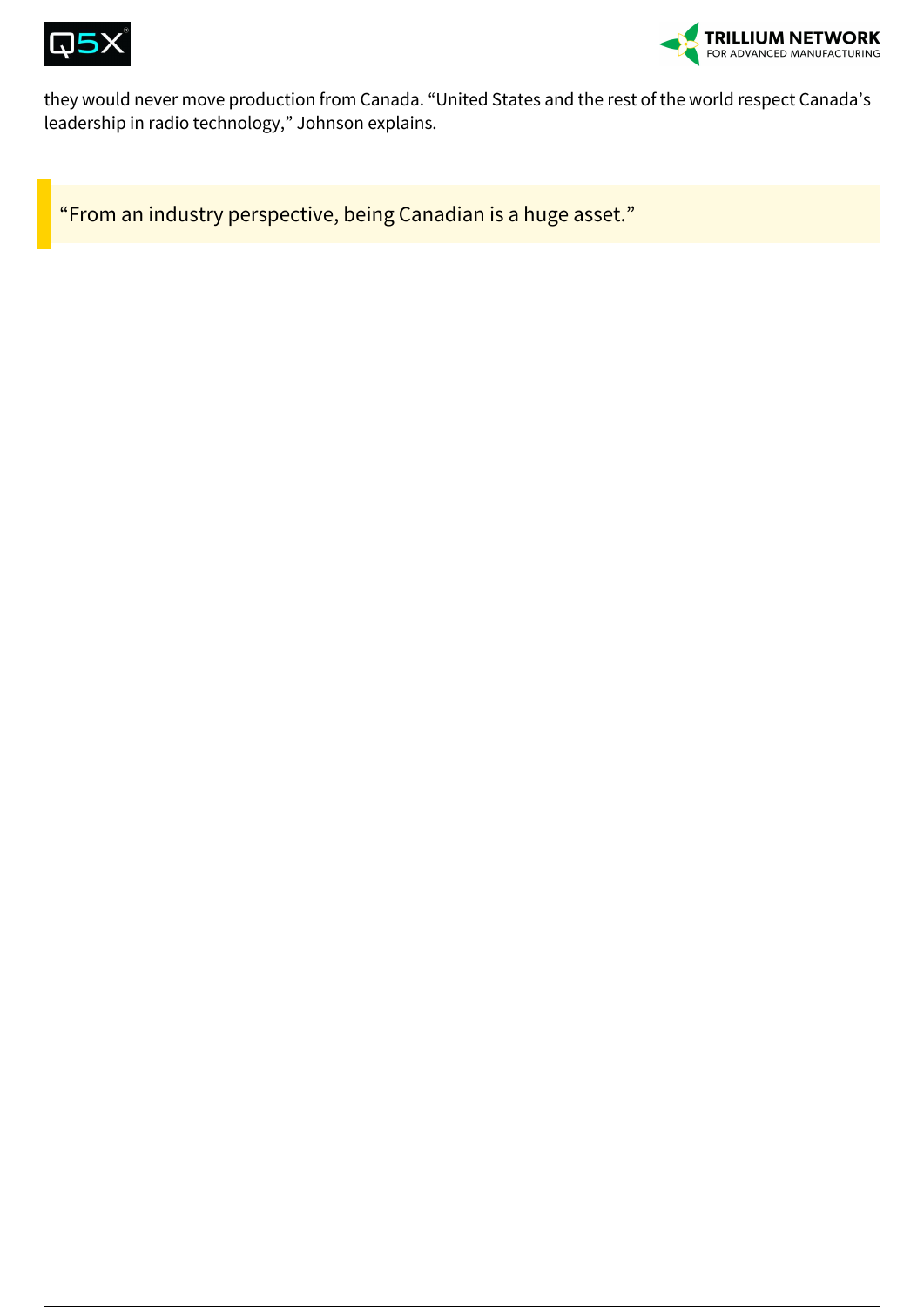they would never move production from Canada. "United States and the rest of the world respect Canada's leadership in radio technology," Johnson explains.

> "From an industry perspective, being Canadian is a huge asset."